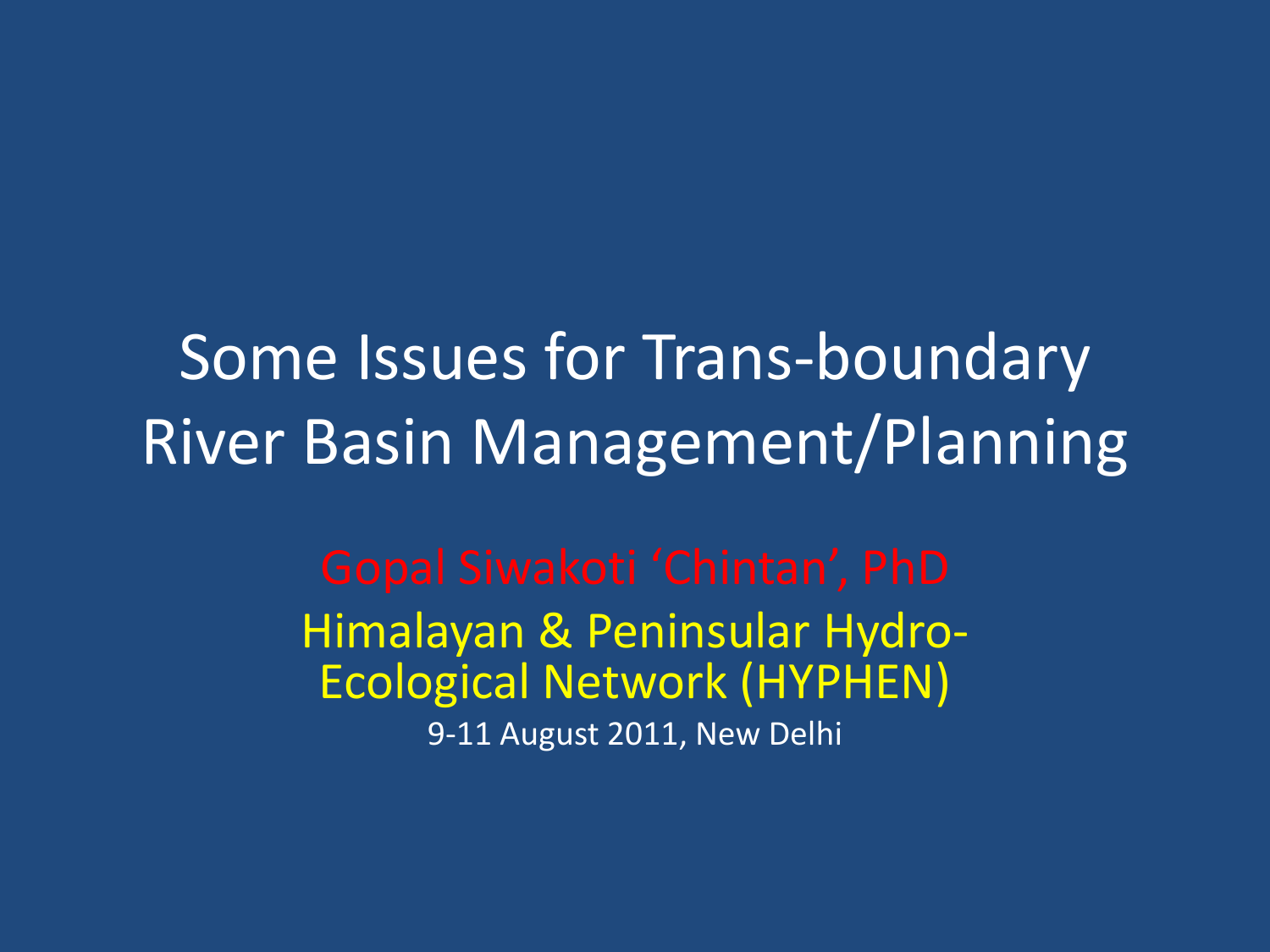# Some Issues for Trans-boundary River Basin Management/Planning

Gopal Siwakoti 'Chintan', PhD

Himalayan & Peninsular Hydro-Ecological Network (HYPHEN)

9-11 August 2011, New Delhi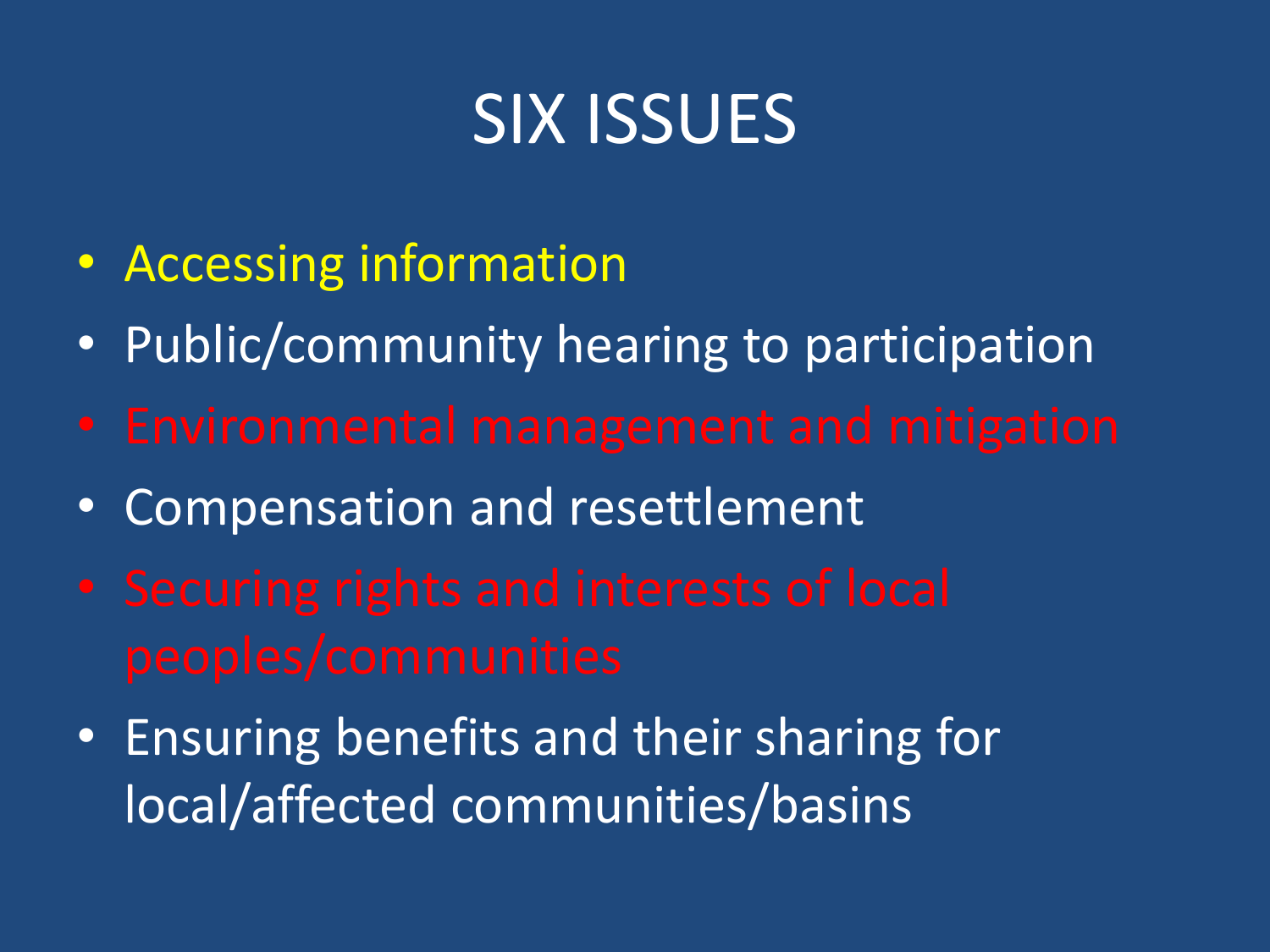# SIX ISSUES

- Accessing information
- Public/community hearing to participation
- Environmental management and mitigation
- Compensation and resettlement
- Securing rights and interests of local peoples/communities
- Ensuring benefits and their sharing for local/affected communities/basins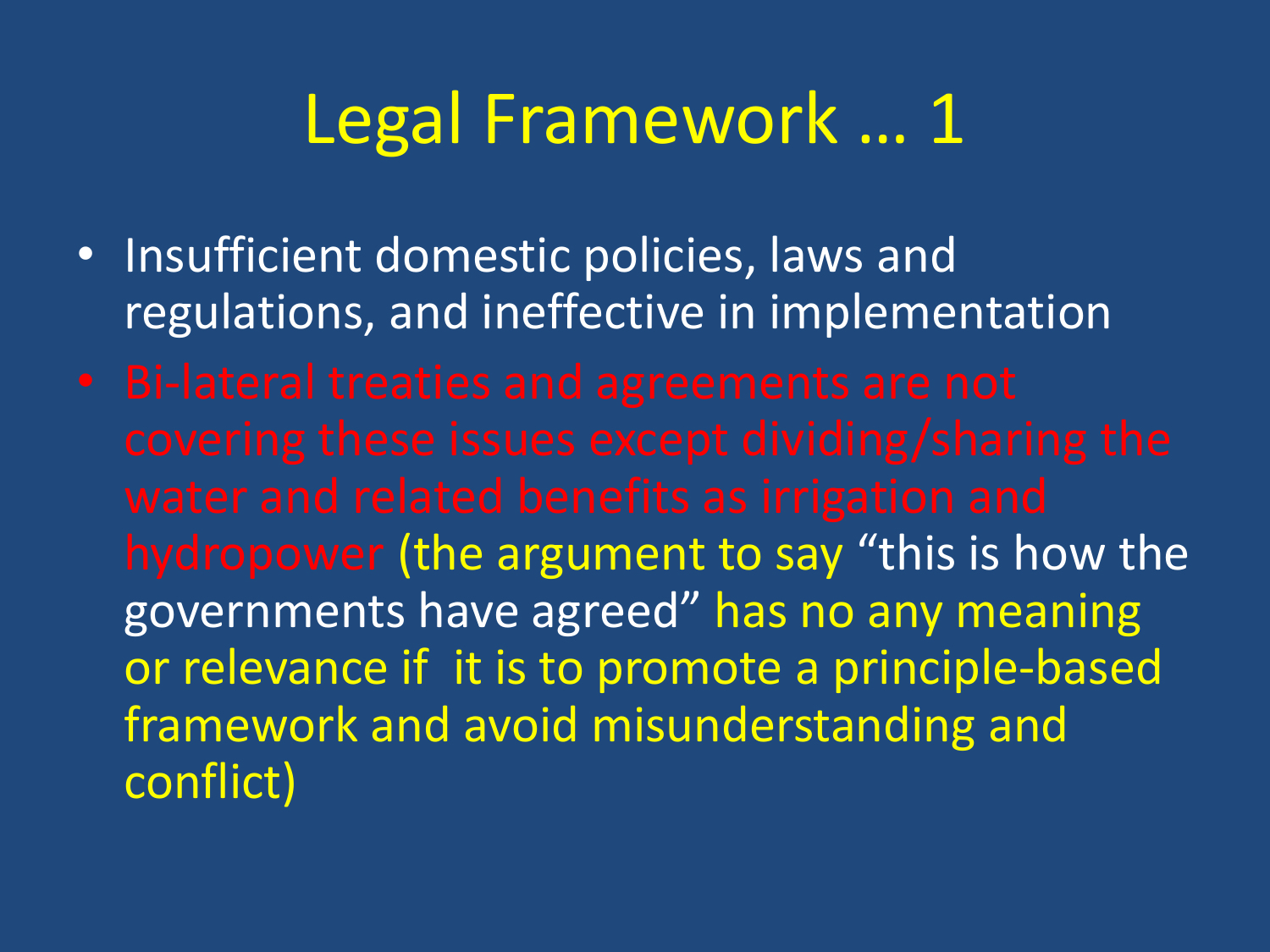# Legal Framework … 1

- Insufficient domestic policies, laws and regulations, and ineffective in implementation
- Bi-lateral treaties and agreements are not covering these issues except dividing/sharing the water and related benefits as irrigation and hydropower (the argument to say "this is how the governments have agreed" has no any meaning or relevance if it is to promote a principle-based framework and avoid misunderstanding and conflict)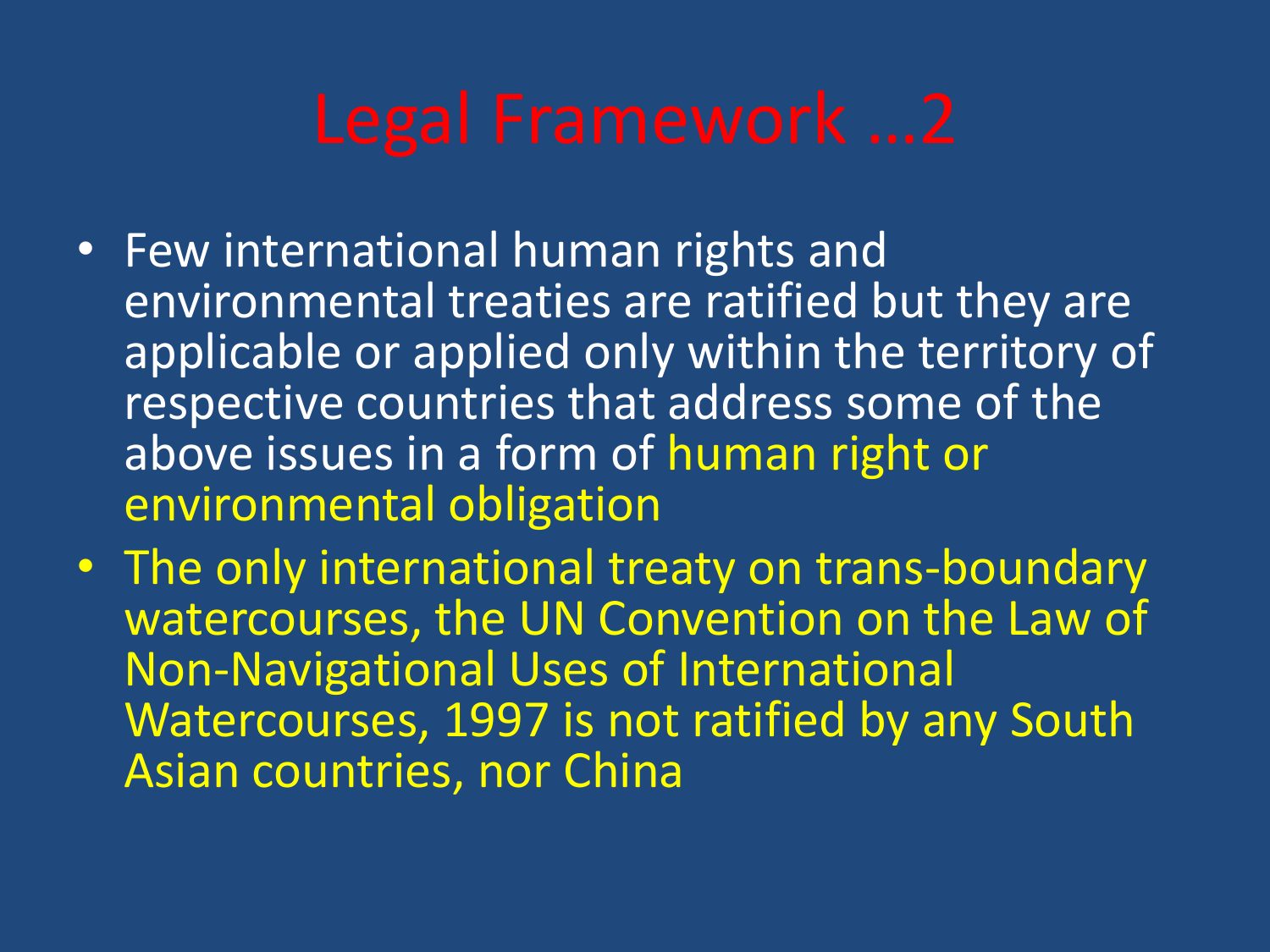# Legal Framework ...2

- Few international human rights and environmental treaties are ratified but they are applicable or applied only within the territory of respective countries that address some of the above issues in a form of human right or environmental obligation
- The only international treaty on trans-boundary watercourses, the UN Convention on the Law of Non-Navigational Uses of International Watercourses, 1997 is not ratified by any South Asian countries, nor China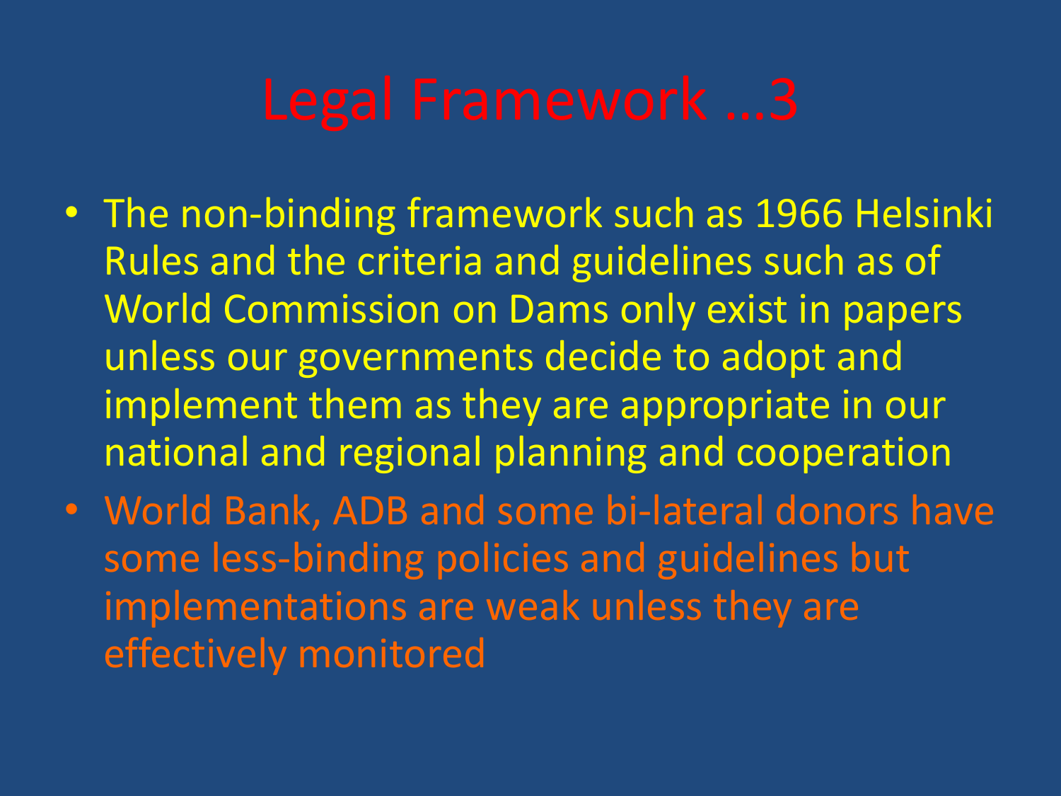# Legal Framework …3

- The non-binding framework such as 1966 Helsinki Rules and the criteria and guidelines such as of World Commission on Dams only exist in papers unless our governments decide to adopt and implement them as they are appropriate in our national and regional planning and cooperation
- World Bank, ADB and some bi-lateral donors have some less-binding policies and guidelines but implementations are weak unless they are effectively monitored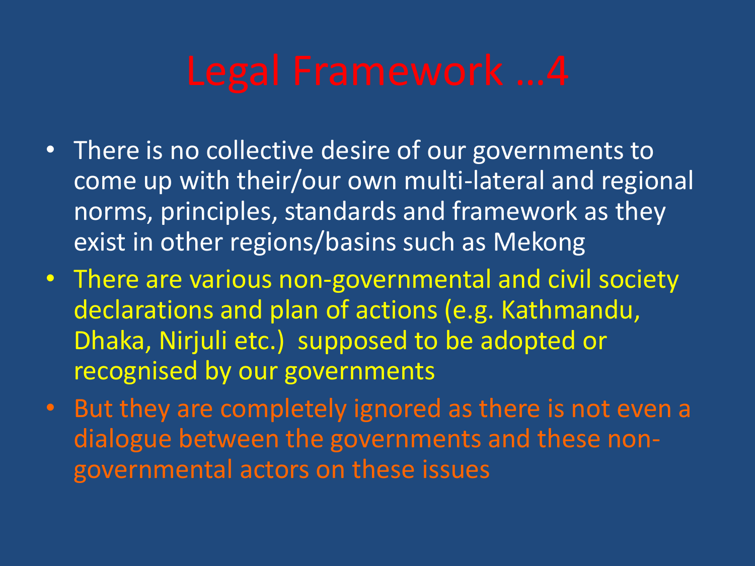# Legal Framework …4

- There is no collective desire of our governments to come up with their/our own multi-lateral and regional norms, principles, standards and framework as they exist in other regions/basins such as Mekong
- There are various non-governmental and civil society declarations and plan of actions (e.g. Kathmandu, Dhaka, Nirjuli etc.) supposed to be adopted or recognised by our governments
- But they are completely ignored as there is not even a dialogue between the governments and these non-governmental actors on these issues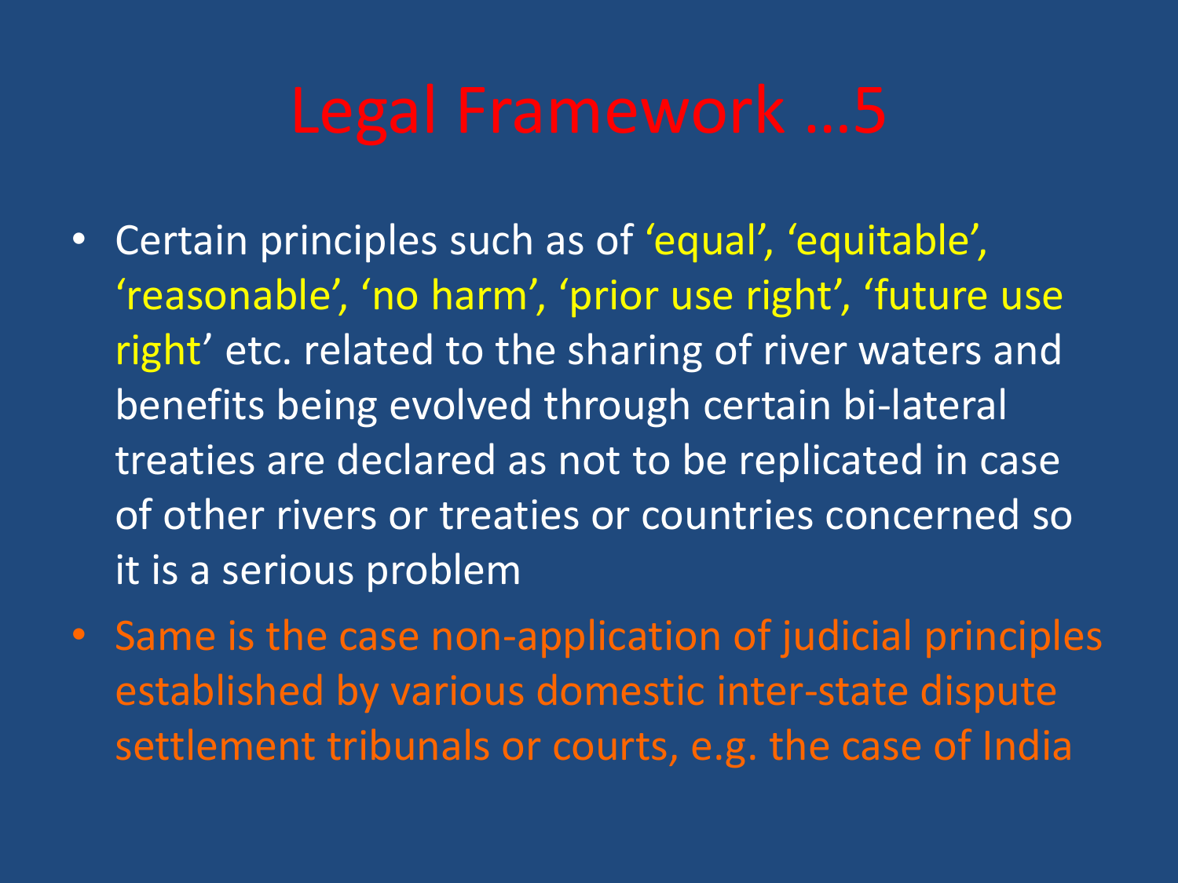# Legal Framework …5

- Certain principles such as of 'equal', 'equitable', 'reasonable', 'no harm', 'prior use right', 'future use right' etc. related to the sharing of river waters and benefits being evolved through certain bi-lateral treaties are declared as not to be replicated in case of other rivers or treaties or countries concerned so it is a serious problem
- Same is the case non-application of judicial principles established by various domestic inter-state dispute settlement tribunals or courts, e.g. the case of India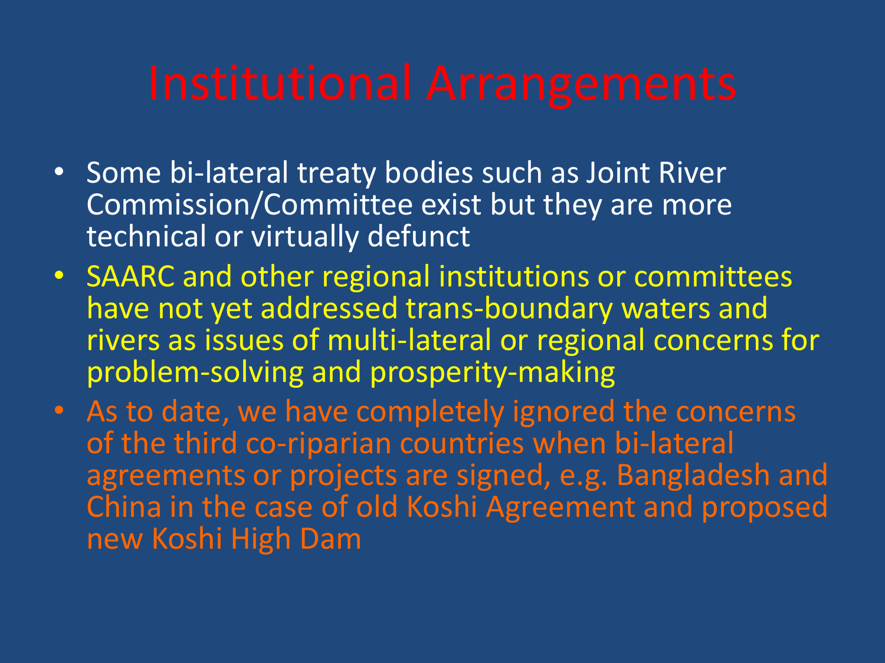# Institutional Arrangements

- Some bi-lateral treaty bodies such as Joint River Commission/Committee exist but they are more technical or virtually defunct
- SAARC and other regional institutions or committees have not yet addressed trans-boundary waters and rivers as issues of multi-lateral or regional concerns for problem-solving and prosperity-making
- As to date, we have completely ignored the concerns of the third co-riparian countries when bi-lateral agreements or projects are signed, e.g. Bangladesh and China in the case of old Koshi Agreement and proposed new Koshi High Dam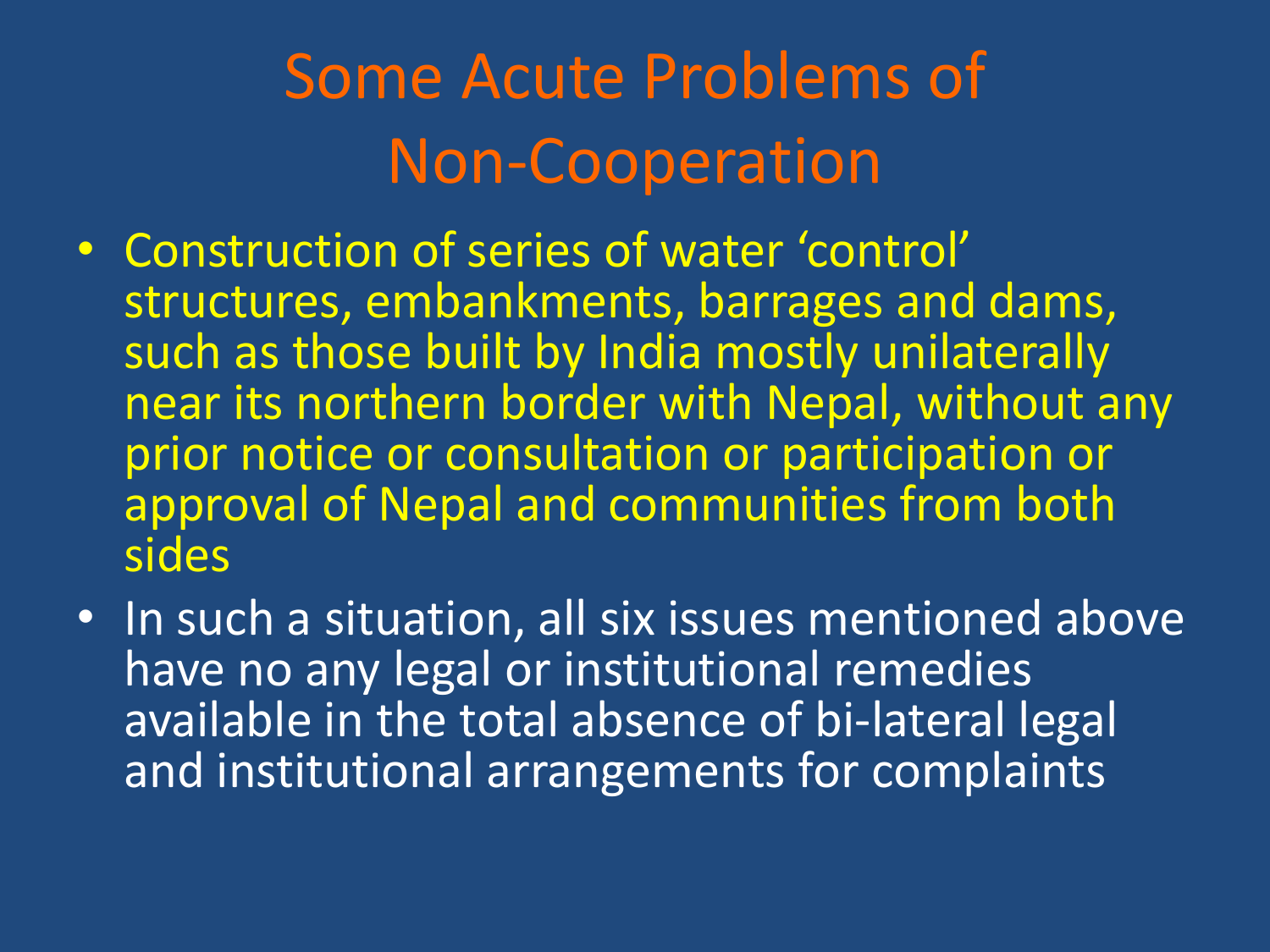# Some Acute Problems of Non-Cooperation

- Construction of series of water 'control' structures, embankments, barrages and dams, such as those built by India mostly unilaterally near its northern border with Nepal, without any prior notice or consultation or participation or approval of Nepal and communities from both sides
- In such a situation, all six issues mentioned above have no any legal or institutional remedies available in the total absence of bi-lateral legal and institutional arrangements for complaints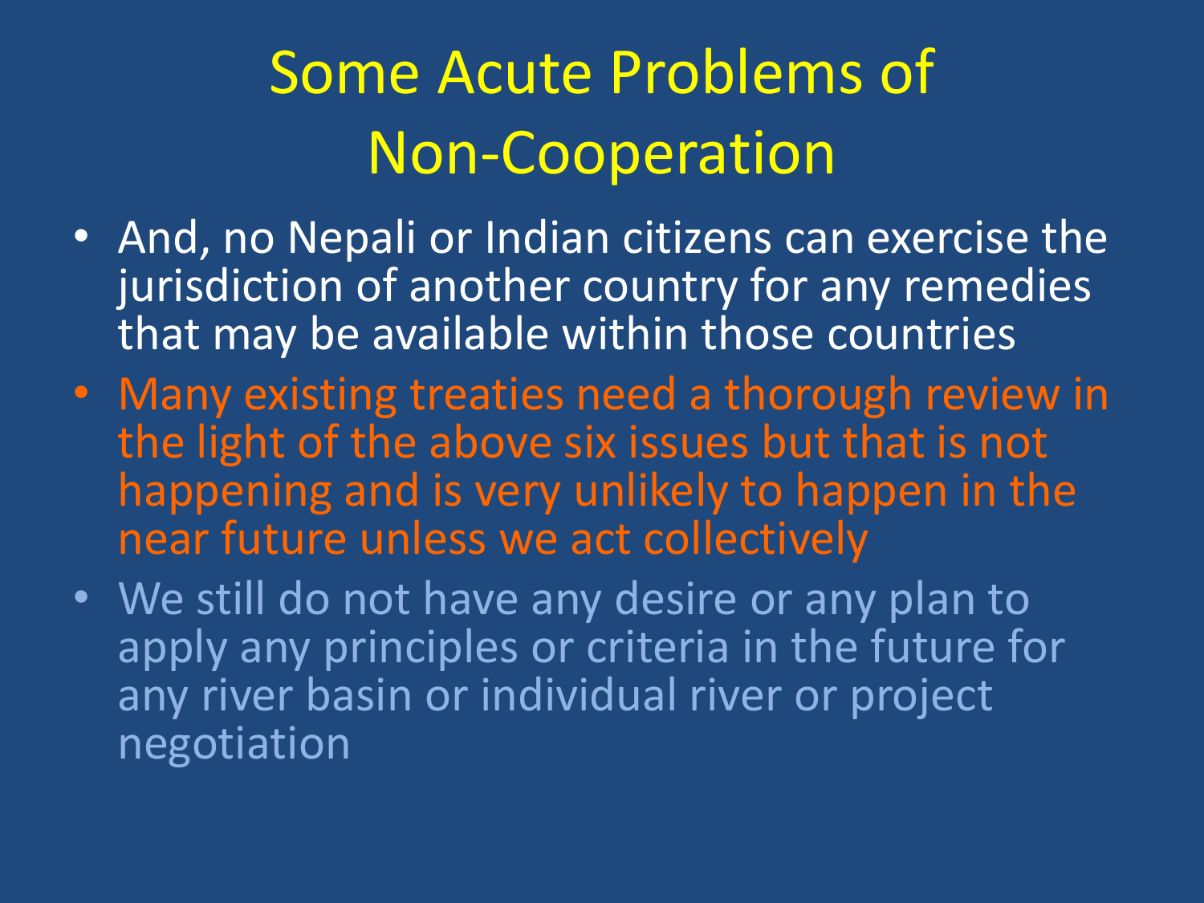# Some Acute Problems of Non-Cooperation

- And, no Nepali or Indian citizens can exercise the jurisdiction of another country for any remedies that may be available within those countries
- Many existing treaties need a thorough review in the light of the above six issues but that is not happening and is very unlikely to happen in the near future unless we act collectively
- We still do not have any desire or any plan to apply any principles or criteria in the future for any river basin or individual river or project negotiation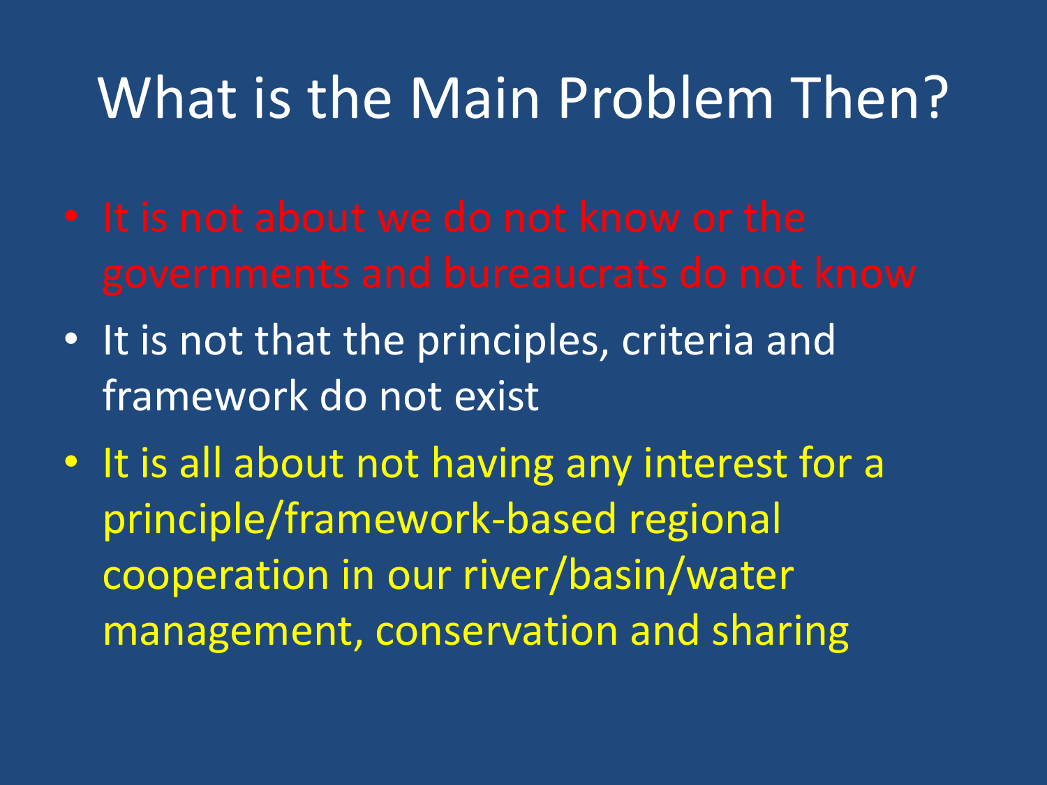# What is the Main Problem Then?

- It is not about we do not know or the governments and bureaucrats do not know
- It is not that the principles, criteria and framework do not exist
- It is all about not having any interest for a principle/framework-based regional cooperation in our river/basin/water management, conservation and sharing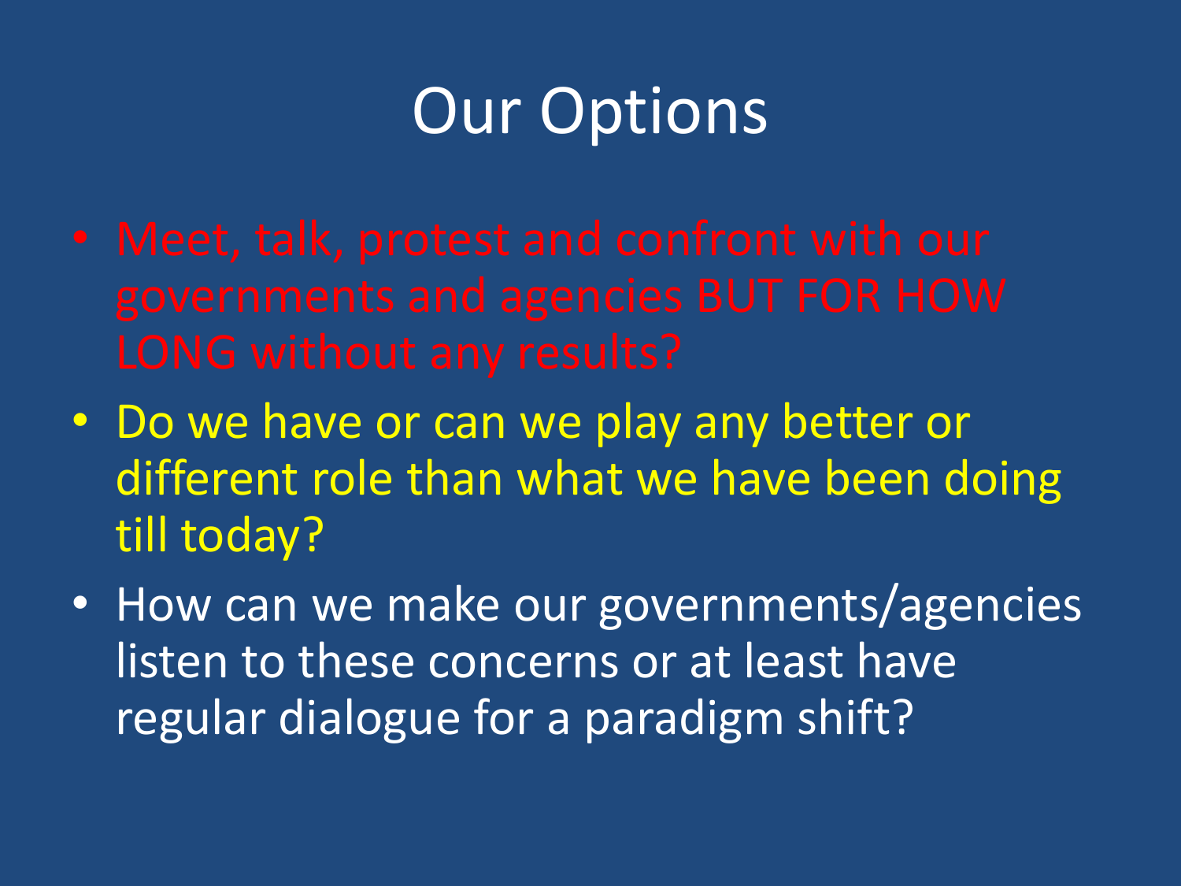# Our Options

- Meet, talk, protest and confront with our governments and agencies BUT FOR HOW LONG without any results?
- Do we have or can we play any better or different role than what we have been doing till today?
- How can we make our governments/agencies listen to these concerns or at least have regular dialogue for a paradigm shift?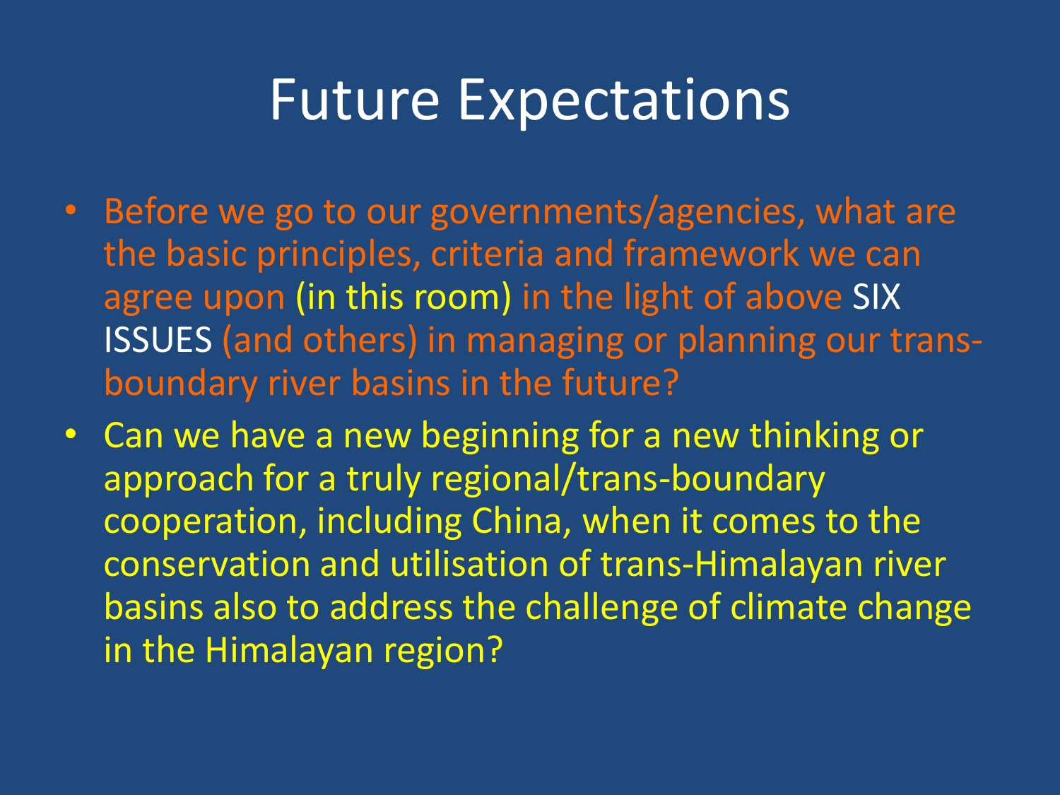# Future Expectations

- Before we go to our governments/agencies, what are the basic principles, criteria and framework we can agree upon (in this room) in the light of above SIX ISSUES (and others) in managing or planning our trans-boundary river basins in the future?
- Can we have a new beginning for a new thinking or approach for a truly regional/trans-boundary cooperation, including China, when it comes to the conservation and utilisation of trans-Himalayan river basins also to address the challenge of climate change in the Himalayan region?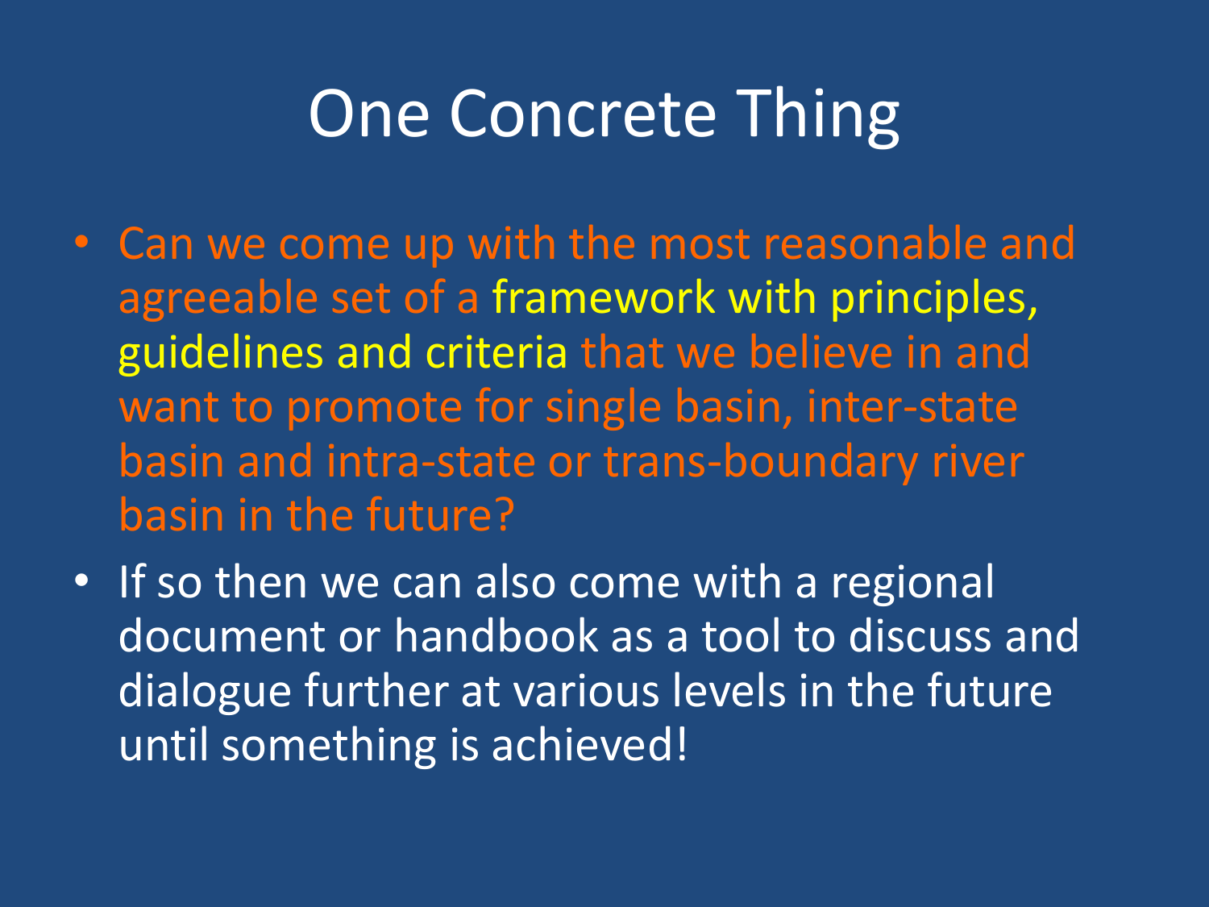# One Concrete Thing

- Can we come up with the most reasonable and agreeable set of a framework with principles, guidelines and criteria that we believe in and want to promote for single basin, inter-state basin and intra-state or trans-boundary river basin in the future?
- If so then we can also come with a regional document or handbook as a tool to discuss and dialogue further at various levels in the future until something is achieved!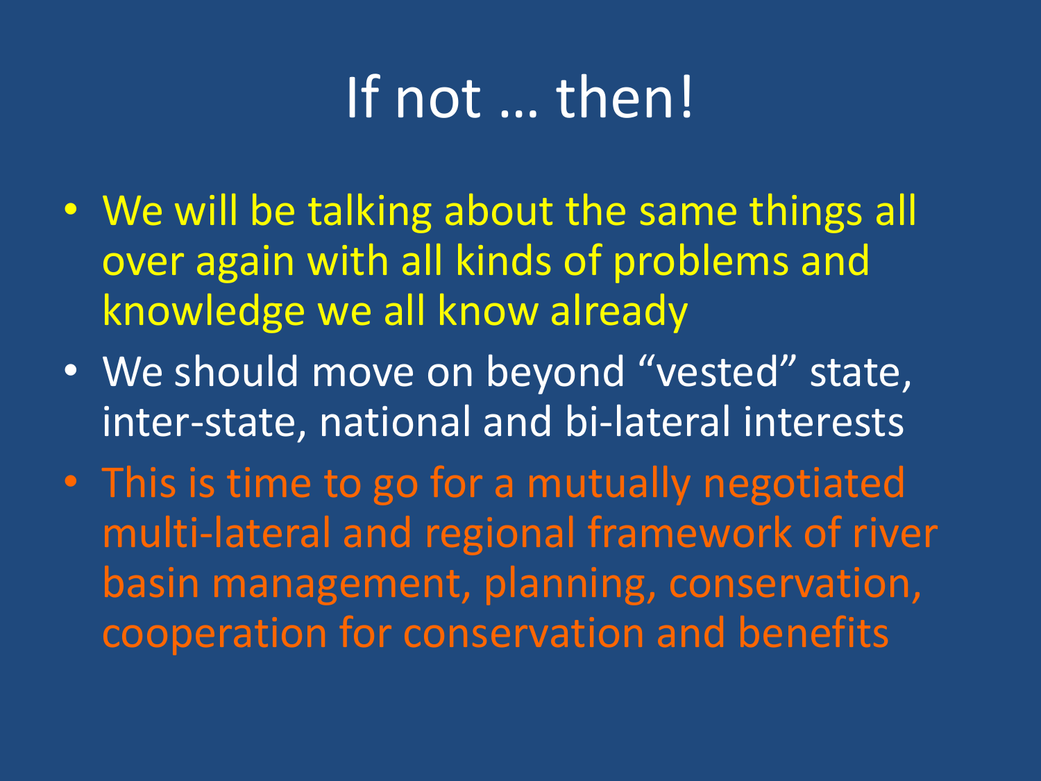# If not … then!

- We will be talking about the same things all over again with all kinds of problems and knowledge we all know already
- We should move on beyond "vested" state, inter-state, national and bi-lateral interests
- This is time to go for a mutually negotiated multi-lateral and regional framework of river basin management, planning, conservation, cooperation for conservation and benefits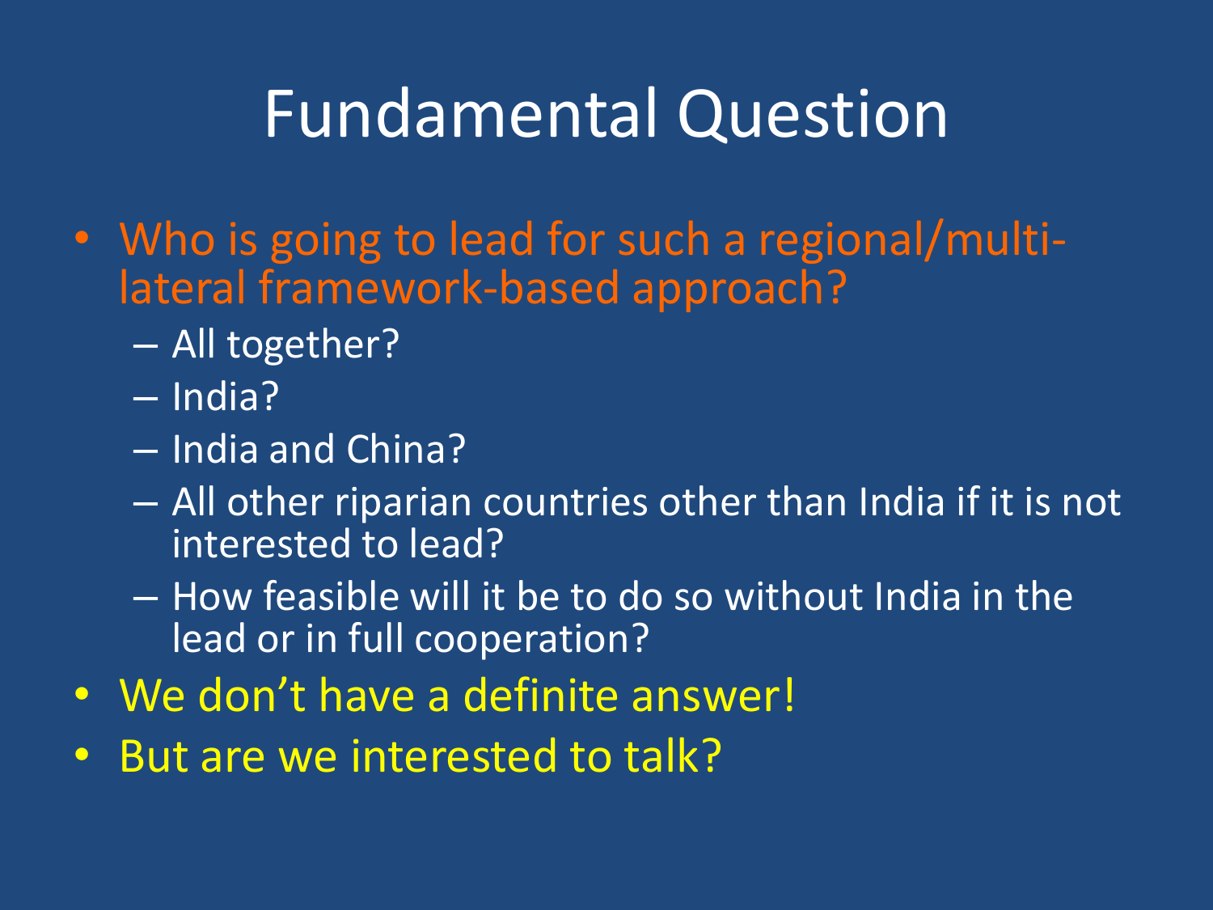# Fundamental Question

- Who is going to lead for such a regional/multi-lateral framework-based approach?
  - All together?
  - India?
  - India and China?
  - All other riparian countries other than India if it is not interested to lead?
  - How feasible will it be to do so without India in the lead or in full cooperation?
- We don't have a definite answer!
- But are we interested to talk?